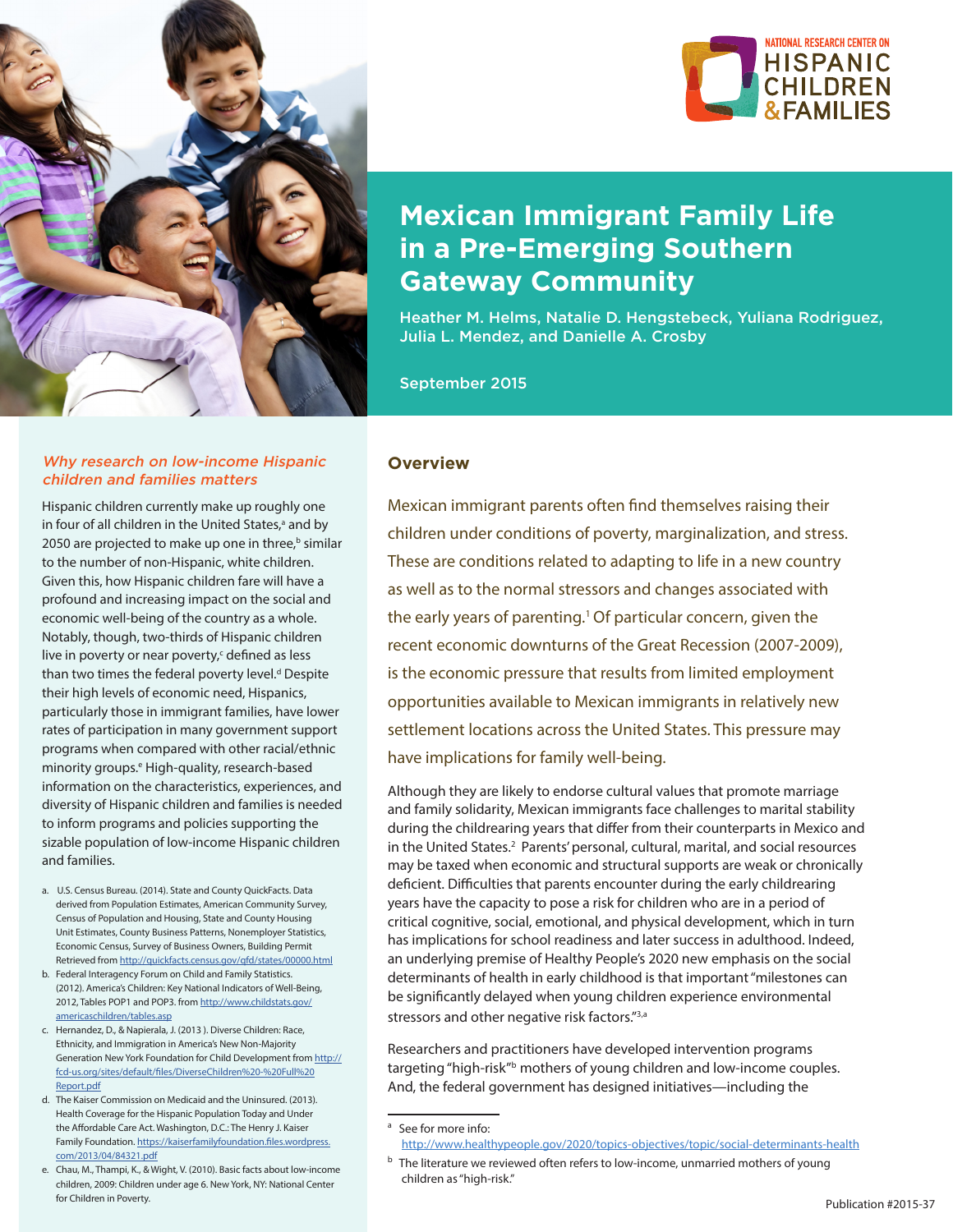NATIONAL RESEARCH CENTER ON HISPANIC CHILDREN & FAMILIES

# Mexican Immigrant Family Life in a Pre-Emerging Southern Gateway Community

Heather M. Helms, Natalie D. Hengstebeck, Yuliana Rodriguez, Julia L. Mendez, and Danielle A. Crosby

September 2015

## Overview

Mexican immigrant parents often find themselves raising their children under conditions of poverty, marginalization, and stress. These are conditions related to adapting to life in a new country as well as to the normal stressors and changes associated with the early years of parenting.[1] Of particular concern, given the recent economic downturns of the Great Recession (2007-2009), is the economic pressure that results from limited employment opportunities available to Mexican immigrants in relatively new settlement locations across the United States. This pressure may have implications for family well-being.

Although they are likely to endorse cultural values that promote marriage and family solidarity, Mexican immigrants face challenges to marital stability during the childrearing years that differ from their counterparts in Mexico and in the United States.[2] Parents' personal, cultural, marital, and social resources may be taxed when economic and structural supports are weak or chronically deficient. Difficulties that parents encounter during the early childrearing years have the capacity to pose a risk for children who are in a period of critical cognitive, social, emotional, and physical development, which in turn has implications for school readiness and later success in adulthood. Indeed, an underlying premise of Healthy People's 2020 new emphasis on the social determinants of health in early childhood is that important "milestones can be significantly delayed when young children experience environmental stressors and other negative risk factors."[3,a]

Researchers and practitioners have developed intervention programs targeting "high-risk"[b] mothers of young children and low-income couples. And, the federal government has designed initiatives—including the

[a] See for more info: http://www.healthypeople.gov/2020/topics-objectives/topic/social-determinants-health

[b] The literature we reviewed often refers to low-income, unmarried mothers of young children as "high-risk."

### *Why research on low-income Hispanic children and families matters*

Hispanic children currently make up roughly one in four of all children in the United States,[a] and by 2050 are projected to make up one in three,[b] similar to the number of non-Hispanic, white children. Given this, how Hispanic children fare will have a profound and increasing impact on the social and economic well-being of the country as a whole. Notably, though, two-thirds of Hispanic children live in poverty or near poverty,[c] defined as less than two times the federal poverty level.[d] Despite their high levels of economic need, Hispanics, particularly those in immigrant families, have lower rates of participation in many government support programs when compared with other racial/ethnic minority groups.[e] High-quality, research-based information on the characteristics, experiences, and diversity of Hispanic children and families is needed to inform programs and policies supporting the sizable population of low-income Hispanic children and families.

a. U.S. Census Bureau. (2014). State and County QuickFacts. Data derived from Population Estimates, American Community Survey, Census of Population and Housing, State and County Housing Unit Estimates, County Business Patterns, Nonemployer Statistics, Economic Census, Survey of Business Owners, Building Permit Retrieved from http://quickfacts.census.gov/qfd/states/00000.html

b. Federal Interagency Forum on Child and Family Statistics. (2012). America's Children: Key National Indicators of Well-Being, 2012, Tables POP1 and POP3. from http://www.childstats.gov/americaschildren/tables.asp

c. Hernandez, D., & Napierala, J. (2013 ). Diverse Children: Race, Ethnicity, and Immigration in America's New Non-Majority Generation New York Foundation for Child Development from http://fcd-us.org/sites/default/files/DiverseChildren%20-%20Full%20Report.pdf

d. The Kaiser Commission on Medicaid and the Uninsured. (2013). Health Coverage for the Hispanic Population Today and Under the Affordable Care Act. Washington, D.C.: The Henry J. Kaiser Family Foundation. https://kaiserfamilyfoundation.files.wordpress.com/2013/04/84321.pdf

e. Chau, M., Thampi, K., & Wight, V. (2010). Basic facts about low-income children, 2009: Children under age 6. New York, NY: National Center for Children in Poverty.

Publication #2015-37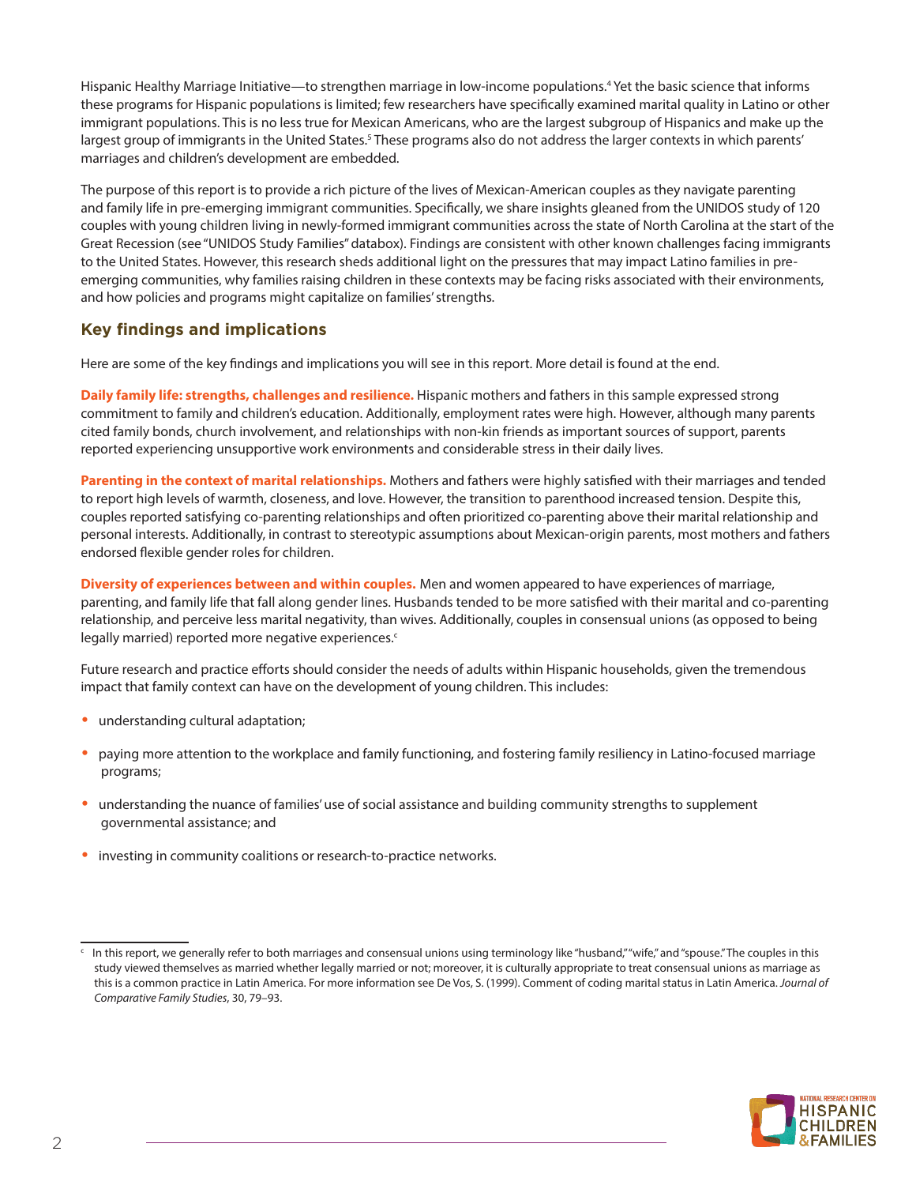Hispanic Healthy Marriage Initiative—to strengthen marriage in low-income populations.[4] Yet the basic science that informs these programs for Hispanic populations is limited; few researchers have specifically examined marital quality in Latino or other immigrant populations. This is no less true for Mexican Americans, who are the largest subgroup of Hispanics and make up the largest group of immigrants in the United States.[5] These programs also do not address the larger contexts in which parents' marriages and children's development are embedded.

The purpose of this report is to provide a rich picture of the lives of Mexican-American couples as they navigate parenting and family life in pre-emerging immigrant communities. Specifically, we share insights gleaned from the UNIDOS study of 120 couples with young children living in newly-formed immigrant communities across the state of North Carolina at the start of the Great Recession (see "UNIDOS Study Families" databox). Findings are consistent with other known challenges facing immigrants to the United States. However, this research sheds additional light on the pressures that may impact Latino families in pre-emerging communities, why families raising children in these contexts may be facing risks associated with their environments, and how policies and programs might capitalize on families' strengths.

## Key findings and implications

Here are some of the key findings and implications you will see in this report. More detail is found at the end.

**Daily family life: strengths, challenges and resilience.** Hispanic mothers and fathers in this sample expressed strong commitment to family and children's education. Additionally, employment rates were high. However, although many parents cited family bonds, church involvement, and relationships with non-kin friends as important sources of support, parents reported experiencing unsupportive work environments and considerable stress in their daily lives.

**Parenting in the context of marital relationships.** Mothers and fathers were highly satisfied with their marriages and tended to report high levels of warmth, closeness, and love. However, the transition to parenthood increased tension. Despite this, couples reported satisfying co-parenting relationships and often prioritized co-parenting above their marital relationship and personal interests. Additionally, in contrast to stereotypic assumptions about Mexican-origin parents, most mothers and fathers endorsed flexible gender roles for children.

**Diversity of experiences between and within couples.** Men and women appeared to have experiences of marriage, parenting, and family life that fall along gender lines. Husbands tended to be more satisfied with their marital and co-parenting relationship, and perceive less marital negativity, than wives. Additionally, couples in consensual unions (as opposed to being legally married) reported more negative experiences.[c]

Future research and practice efforts should consider the needs of adults within Hispanic households, given the tremendous impact that family context can have on the development of young children. This includes:

- understanding cultural adaptation;
- paying more attention to the workplace and family functioning, and fostering family resiliency in Latino-focused marriage programs;
- understanding the nuance of families' use of social assistance and building community strengths to supplement governmental assistance; and
- investing in community coalitions or research-to-practice networks.

---

[c] In this report, we generally refer to both marriages and consensual unions using terminology like "husband," "wife," and "spouse." The couples in this study viewed themselves as married whether legally married or not; moreover, it is culturally appropriate to treat consensual unions as marriage as this is a common practice in Latin America. For more information see De Vos, S. (1999). Comment of coding marital status in Latin America. *Journal of Comparative Family Studies*, 30, 79–93.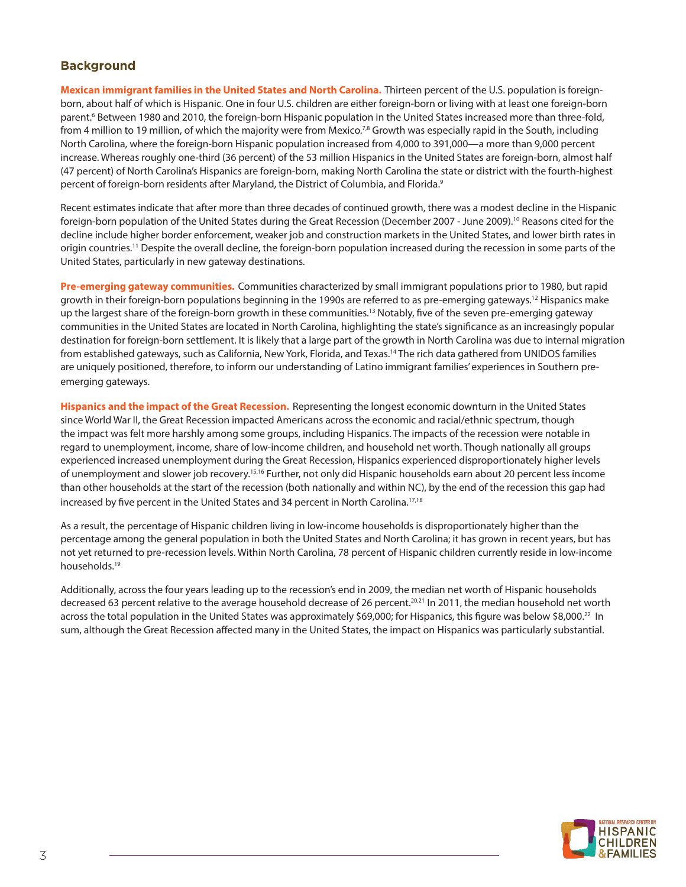## Background

**Mexican immigrant families in the United States and North Carolina.** Thirteen percent of the U.S. population is foreign-born, about half of which is Hispanic. One in four U.S. children are either foreign-born or living with at least one foreign-born parent.[6] Between 1980 and 2010, the foreign-born Hispanic population in the United States increased more than three-fold, from 4 million to 19 million, of which the majority were from Mexico.[7,8] Growth was especially rapid in the South, including North Carolina, where the foreign-born Hispanic population increased from 4,000 to 391,000—a more than 9,000 percent increase. Whereas roughly one-third (36 percent) of the 53 million Hispanics in the United States are foreign-born, almost half (47 percent) of North Carolina's Hispanics are foreign-born, making North Carolina the state or district with the fourth-highest percent of foreign-born residents after Maryland, the District of Columbia, and Florida.[9]

Recent estimates indicate that after more than three decades of continued growth, there was a modest decline in the Hispanic foreign-born population of the United States during the Great Recession (December 2007 - June 2009).[10] Reasons cited for the decline include higher border enforcement, weaker job and construction markets in the United States, and lower birth rates in origin countries.[11] Despite the overall decline, the foreign-born population increased during the recession in some parts of the United States, particularly in new gateway destinations.

**Pre-emerging gateway communities.** Communities characterized by small immigrant populations prior to 1980, but rapid growth in their foreign-born populations beginning in the 1990s are referred to as pre-emerging gateways.[12] Hispanics make up the largest share of the foreign-born growth in these communities.[13] Notably, five of the seven pre-emerging gateway communities in the United States are located in North Carolina, highlighting the state's significance as an increasingly popular destination for foreign-born settlement. It is likely that a large part of the growth in North Carolina was due to internal migration from established gateways, such as California, New York, Florida, and Texas.[14] The rich data gathered from UNIDOS families are uniquely positioned, therefore, to inform our understanding of Latino immigrant families' experiences in Southern pre-emerging gateways.

**Hispanics and the impact of the Great Recession.** Representing the longest economic downturn in the United States since World War II, the Great Recession impacted Americans across the economic and racial/ethnic spectrum, though the impact was felt more harshly among some groups, including Hispanics. The impacts of the recession were notable in regard to unemployment, income, share of low-income children, and household net worth. Though nationally all groups experienced increased unemployment during the Great Recession, Hispanics experienced disproportionately higher levels of unemployment and slower job recovery.[15,16] Further, not only did Hispanic households earn about 20 percent less income than other households at the start of the recession (both nationally and within NC), by the end of the recession this gap had increased by five percent in the United States and 34 percent in North Carolina.[17,18]

As a result, the percentage of Hispanic children living in low-income households is disproportionately higher than the percentage among the general population in both the United States and North Carolina; it has grown in recent years, but has not yet returned to pre-recession levels. Within North Carolina, 78 percent of Hispanic children currently reside in low-income households.[19]

Additionally, across the four years leading up to the recession's end in 2009, the median net worth of Hispanic households decreased 63 percent relative to the average household decrease of 26 percent.[20,21] In 2011, the median household net worth across the total population in the United States was approximately $69,000; for Hispanics, this figure was below $8,000.[22] In sum, although the Great Recession affected many in the United States, the impact on Hispanics was particularly substantial.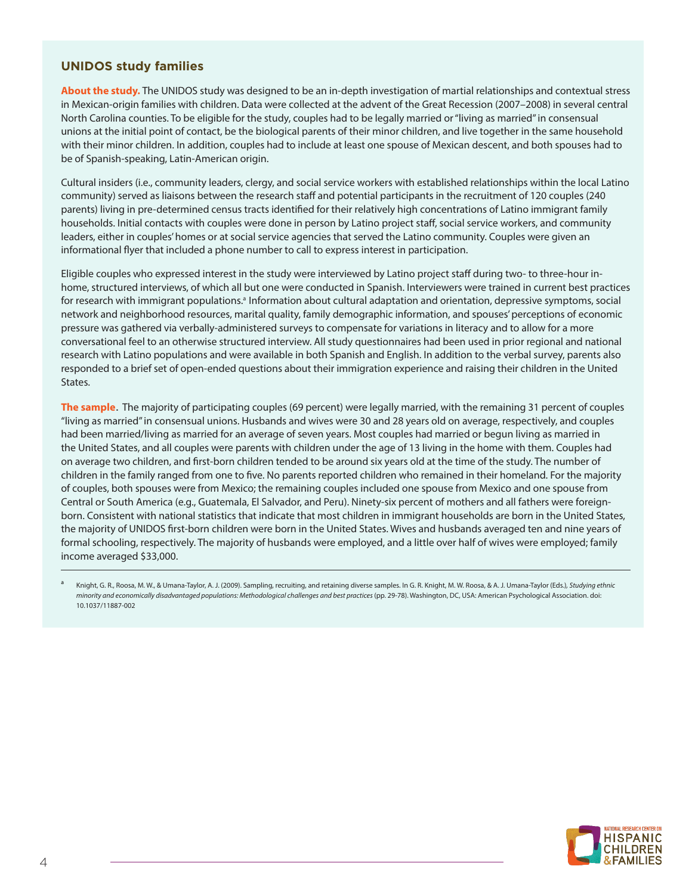## UNIDOS study families

**About the study.** The UNIDOS study was designed to be an in-depth investigation of martial relationships and contextual stress in Mexican-origin families with children. Data were collected at the advent of the Great Recession (2007–2008) in several central North Carolina counties. To be eligible for the study, couples had to be legally married or "living as married" in consensual unions at the initial point of contact, be the biological parents of their minor children, and live together in the same household with their minor children. In addition, couples had to include at least one spouse of Mexican descent, and both spouses had to be of Spanish-speaking, Latin-American origin.

Cultural insiders (i.e., community leaders, clergy, and social service workers with established relationships within the local Latino community) served as liaisons between the research staff and potential participants in the recruitment of 120 couples (240 parents) living in pre-determined census tracts identified for their relatively high concentrations of Latino immigrant family households. Initial contacts with couples were done in person by Latino project staff, social service workers, and community leaders, either in couples' homes or at social service agencies that served the Latino community. Couples were given an informational flyer that included a phone number to call to express interest in participation.

Eligible couples who expressed interest in the study were interviewed by Latino project staff during two- to three-hour in-home, structured interviews, of which all but one were conducted in Spanish. Interviewers were trained in current best practices for research with immigrant populations.[a] Information about cultural adaptation and orientation, depressive symptoms, social network and neighborhood resources, marital quality, family demographic information, and spouses' perceptions of economic pressure was gathered via verbally-administered surveys to compensate for variations in literacy and to allow for a more conversational feel to an otherwise structured interview. All study questionnaires had been used in prior regional and national research with Latino populations and were available in both Spanish and English. In addition to the verbal survey, parents also responded to a brief set of open-ended questions about their immigration experience and raising their children in the United States.

**The sample.** The majority of participating couples (69 percent) were legally married, with the remaining 31 percent of couples "living as married" in consensual unions. Husbands and wives were 30 and 28 years old on average, respectively, and couples had been married/living as married for an average of seven years. Most couples had married or begun living as married in the United States, and all couples were parents with children under the age of 13 living in the home with them. Couples had on average two children, and first-born children tended to be around six years old at the time of the study. The number of children in the family ranged from one to five. No parents reported children who remained in their homeland. For the majority of couples, both spouses were from Mexico; the remaining couples included one spouse from Mexico and one spouse from Central or South America (e.g., Guatemala, El Salvador, and Peru). Ninety-six percent of mothers and all fathers were foreign-born. Consistent with national statistics that indicate that most children in immigrant households are born in the United States, the majority of UNIDOS first-born children were born in the United States. Wives and husbands averaged ten and nine years of formal schooling, respectively. The majority of husbands were employed, and a little over half of wives were employed; family income averaged $33,000.

---

[a] Knight, G. R., Roosa, M. W., & Umana-Taylor, A. J. (2009). Sampling, recruiting, and retaining diverse samples. In G. R. Knight, M. W. Roosa, & A. J. Umana-Taylor (Eds.), *Studying ethnic minority and economically disadvantaged populations: Methodological challenges and best practices* (pp. 29-78). Washington, DC, USA: American Psychological Association. doi: 10.1037/11887-002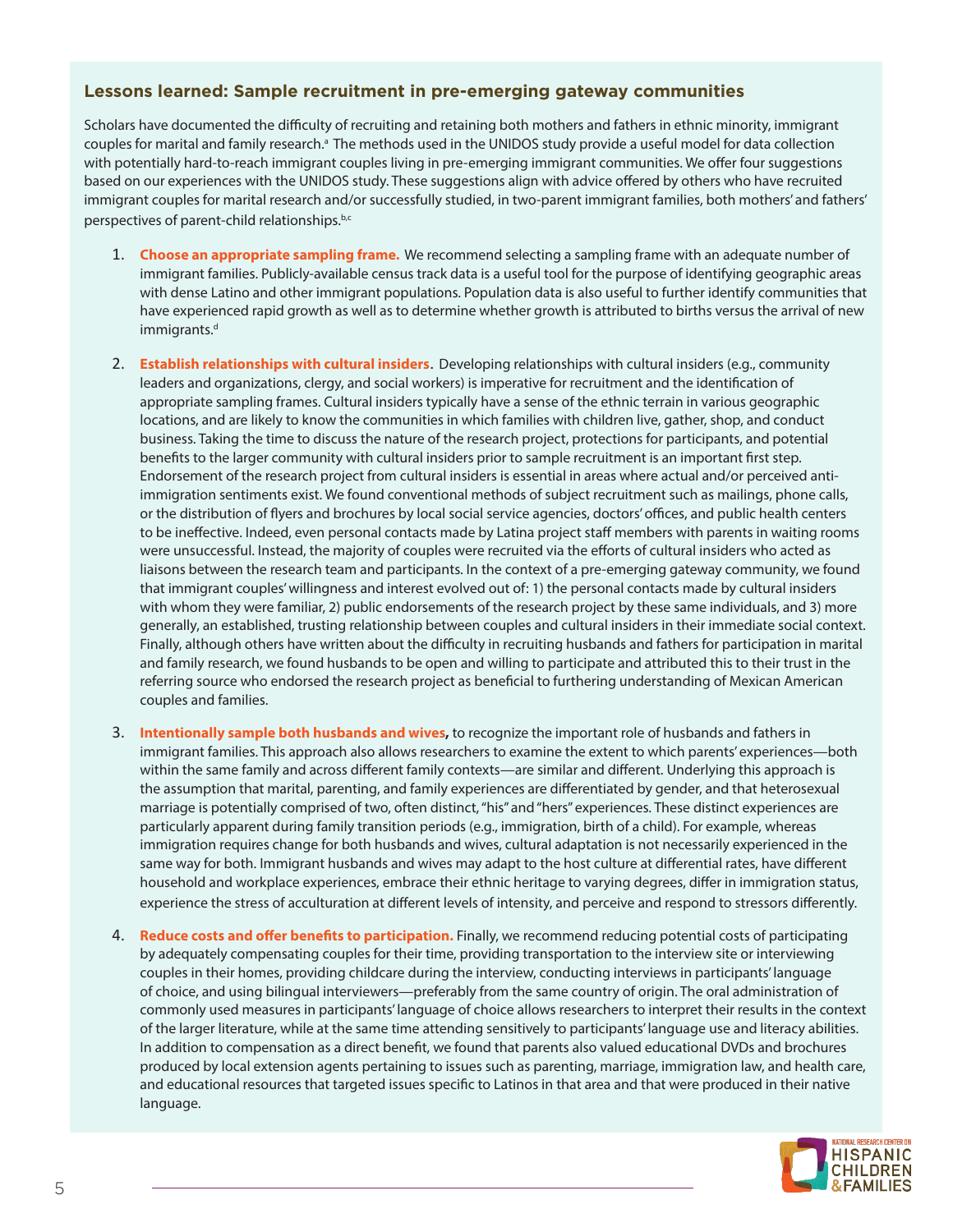### Lessons learned: Sample recruitment in pre-emerging gateway communities

Scholars have documented the difficulty of recruiting and retaining both mothers and fathers in ethnic minority, immigrant couples for marital and family research.[a] The methods used in the UNIDOS study provide a useful model for data collection with potentially hard-to-reach immigrant couples living in pre-emerging immigrant communities. We offer four suggestions based on our experiences with the UNIDOS study. These suggestions align with advice offered by others who have recruited immigrant couples for marital research and/or successfully studied, in two-parent immigrant families, both mothers' and fathers' perspectives of parent-child relationships.[b,c]

1. **Choose an appropriate sampling frame.** We recommend selecting a sampling frame with an adequate number of immigrant families. Publicly-available census track data is a useful tool for the purpose of identifying geographic areas with dense Latino and other immigrant populations. Population data is also useful to further identify communities that have experienced rapid growth as well as to determine whether growth is attributed to births versus the arrival of new immigrants.[d]

2. **Establish relationships with cultural insiders.** Developing relationships with cultural insiders (e.g., community leaders and organizations, clergy, and social workers) is imperative for recruitment and the identification of appropriate sampling frames. Cultural insiders typically have a sense of the ethnic terrain in various geographic locations, and are likely to know the communities in which families with children live, gather, shop, and conduct business. Taking the time to discuss the nature of the research project, protections for participants, and potential benefits to the larger community with cultural insiders prior to sample recruitment is an important first step. Endorsement of the research project from cultural insiders is essential in areas where actual and/or perceived anti-immigration sentiments exist. We found conventional methods of subject recruitment such as mailings, phone calls, or the distribution of flyers and brochures by local social service agencies, doctors' offices, and public health centers to be ineffective. Indeed, even personal contacts made by Latina project staff members with parents in waiting rooms were unsuccessful. Instead, the majority of couples were recruited via the efforts of cultural insiders who acted as liaisons between the research team and participants. In the context of a pre-emerging gateway community, we found that immigrant couples' willingness and interest evolved out of: 1) the personal contacts made by cultural insiders with whom they were familiar, 2) public endorsements of the research project by these same individuals, and 3) more generally, an established, trusting relationship between couples and cultural insiders in their immediate social context. Finally, although others have written about the difficulty in recruiting husbands and fathers for participation in marital and family research, we found husbands to be open and willing to participate and attributed this to their trust in the referring source who endorsed the research project as beneficial to furthering understanding of Mexican American couples and families.

3. **Intentionally sample both husbands and wives,** to recognize the important role of husbands and fathers in immigrant families. This approach also allows researchers to examine the extent to which parents' experiences—both within the same family and across different family contexts—are similar and different. Underlying this approach is the assumption that marital, parenting, and family experiences are differentiated by gender, and that heterosexual marriage is potentially comprised of two, often distinct, "his" and "hers" experiences. These distinct experiences are particularly apparent during family transition periods (e.g., immigration, birth of a child). For example, whereas immigration requires change for both husbands and wives, cultural adaptation is not necessarily experienced in the same way for both. Immigrant husbands and wives may adapt to the host culture at differential rates, have different household and workplace experiences, embrace their ethnic heritage to varying degrees, differ in immigration status, experience the stress of acculturation at different levels of intensity, and perceive and respond to stressors differently.

4. **Reduce costs and offer benefits to participation.** Finally, we recommend reducing potential costs of participating by adequately compensating couples for their time, providing transportation to the interview site or interviewing couples in their homes, providing childcare during the interview, conducting interviews in participants' language of choice, and using bilingual interviewers—preferably from the same country of origin. The oral administration of commonly used measures in participants' language of choice allows researchers to interpret their results in the context of the larger literature, while at the same time attending sensitively to participants' language use and literacy abilities. In addition to compensation as a direct benefit, we found that parents also valued educational DVDs and brochures produced by local extension agents pertaining to issues such as parenting, marriage, immigration law, and health care, and educational resources that targeted issues specific to Latinos in that area and that were produced in their native language.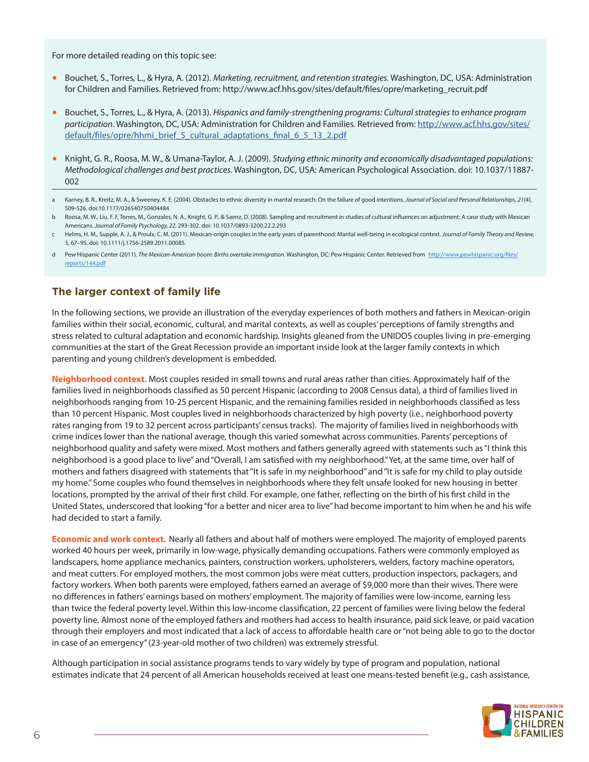For more detailed reading on this topic see:

- Bouchet, S., Torres, L., & Hyra, A. (2012). *Marketing, recruitment, and retention strategies.* Washington, DC, USA: Administration for Children and Families. Retrieved from: http://www.acf.hhs.gov/sites/default/files/opre/marketing_recruit.pdf
- Bouchet, S., Torres, L., & Hyra, A. (2013). *Hispanics and family-strengthening programs: Cultural strategies to enhance program participation*. Washington, DC, USA: Administration for Children and Families. Retrieved from: http://www.acf.hhs.gov/sites/default/files/opre/hhmi_brief_5_cultural_adaptations_final_6_5_13_2.pdf
- Knight, G. R., Roosa, M. W., & Umana-Taylor, A. J. (2009). *Studying ethnic minority and economically disadvantaged populations: Methodological challenges and best practices.* Washington, DC, USA: American Psychological Association. doi: 10.1037/11887-002

a Karney, B. R., Kreitz, M. A., & Sweeney, K. E. (2004). Obstacles to ethnic diversity in marital research: On the failure of good intentions. *Journal of Social and Personal Relationships*, *21*(4), 509-526. doi:10.1177/0265407504044844

b Roosa, M. W., Liu, F. F, Torres, M., Gonzales, N. A., Knight, G. P., & Saenz, D. (2008). Sampling and recruitment in studies of cultural influences on adjustment: A case study with Mexican Americans. *Journal of Family Psychology, 22*, 293-302. doi: 10.1037/0893-3200.22.2.293

c Helms, H. M., Supple, A. J., & Proulx, C. M. (2011). Mexican-origin couples in the early years of parenthood: Marital well-being in ecological context. *Journal of Family Theory and Review,* 3, 67–95. doi: 10.1111/j.1756-2589.2011.00085.

d Pew Hispanic Center (2011). *The Mexican-American boom: Births overtake immigration.* Washington, DC: Pew Hispanic Center. Retrieved from http://www.pewhispanic.org/files/reports/144.pdf

## The larger context of family life

In the following sections, we provide an illustration of the everyday experiences of both mothers and fathers in Mexican-origin families within their social, economic, cultural, and marital contexts, as well as couples' perceptions of family strengths and stress related to cultural adaptation and economic hardship. Insights gleaned from the UNIDOS couples living in pre-emerging communities at the start of the Great Recession provide an important inside look at the larger family contexts in which parenting and young children's development is embedded.

**Neighborhood context.** Most couples resided in small towns and rural areas rather than cities. Approximately half of the families lived in neighborhoods classified as 50 percent Hispanic (according to 2008 Census data), a third of families lived in neighborhoods ranging from 10-25 percent Hispanic, and the remaining families resided in neighborhoods classified as less than 10 percent Hispanic. Most couples lived in neighborhoods characterized by high poverty (i.e., neighborhood poverty rates ranging from 19 to 32 percent across participants' census tracks). The majority of families lived in neighborhoods with crime indices lower than the national average, though this varied somewhat across communities. Parents' perceptions of neighborhood quality and safety were mixed. Most mothers and fathers generally agreed with statements such as "I think this neighborhood is a good place to live" and "Overall, I am satisfied with my neighborhood." Yet, at the same time, over half of mothers and fathers disagreed with statements that "It is safe in my neighborhood" and "It is safe for my child to play outside my home." Some couples who found themselves in neighborhoods where they felt unsafe looked for new housing in better locations, prompted by the arrival of their first child. For example, one father, reflecting on the birth of his first child in the United States, underscored that looking "for a better and nicer area to live" had become important to him when he and his wife had decided to start a family.

**Economic and work context.** Nearly all fathers and about half of mothers were employed. The majority of employed parents worked 40 hours per week, primarily in low-wage, physically demanding occupations. Fathers were commonly employed as landscapers, home appliance mechanics, painters, construction workers, upholsterers, welders, factory machine operators, and meat cutters. For employed mothers, the most common jobs were meat cutters, production inspectors, packagers, and factory workers. When both parents were employed, fathers earned an average of $9,000 more than their wives. There were no differences in fathers' earnings based on mothers' employment. The majority of families were low-income, earning less than twice the federal poverty level. Within this low-income classification, 22 percent of families were living below the federal poverty line. Almost none of the employed fathers and mothers had access to health insurance, paid sick leave, or paid vacation through their employers and most indicated that a lack of access to affordable health care or "not being able to go to the doctor in case of an emergency" (23-year-old mother of two children) was extremely stressful.

Although participation in social assistance programs tends to vary widely by type of program and population, national estimates indicate that 24 percent of all American households received at least one means-tested benefit (e.g., cash assistance,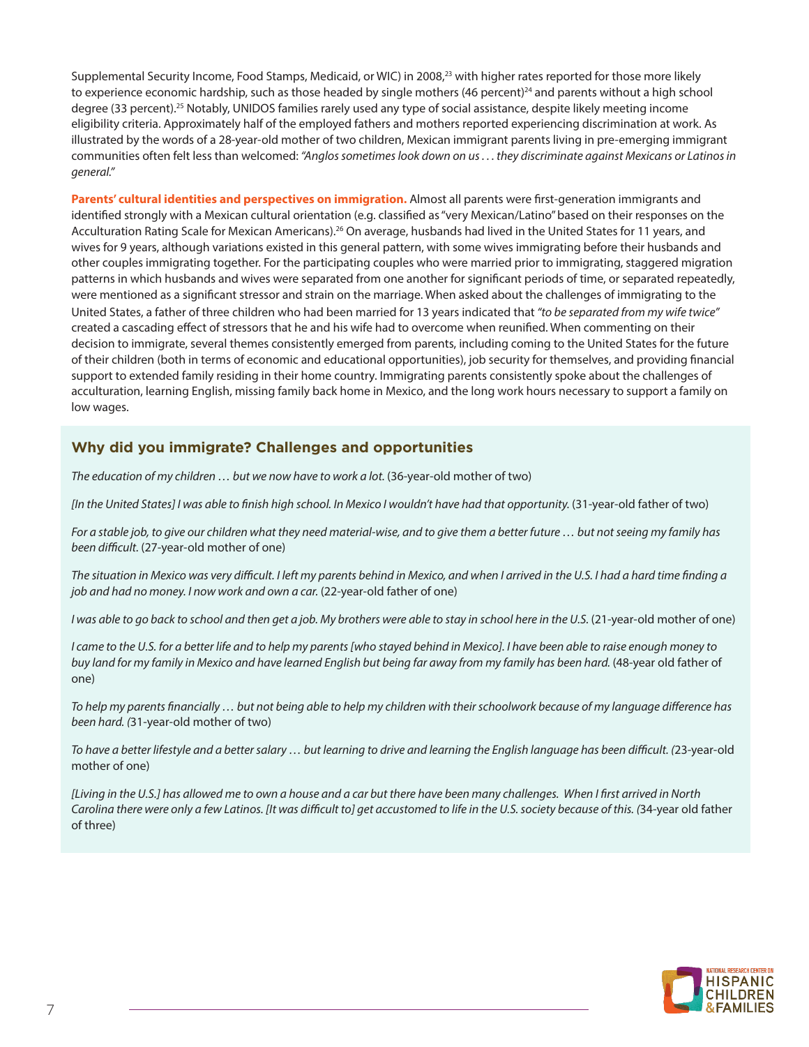Supplemental Security Income, Food Stamps, Medicaid, or WIC) in 2008,[23] with higher rates reported for those more likely to experience economic hardship, such as those headed by single mothers (46 percent)[24] and parents without a high school degree (33 percent).[25] Notably, UNIDOS families rarely used any type of social assistance, despite likely meeting income eligibility criteria. Approximately half of the employed fathers and mothers reported experiencing discrimination at work. As illustrated by the words of a 28-year-old mother of two children, Mexican immigrant parents living in pre-emerging immigrant communities often felt less than welcomed: *"Anglos sometimes look down on us . . . they discriminate against Mexicans or Latinos in general."*

**Parents' cultural identities and perspectives on immigration.** Almost all parents were first-generation immigrants and identified strongly with a Mexican cultural orientation (e.g. classified as "very Mexican/Latino" based on their responses on the Acculturation Rating Scale for Mexican Americans).[26] On average, husbands had lived in the United States for 11 years, and wives for 9 years, although variations existed in this general pattern, with some wives immigrating before their husbands and other couples immigrating together. For the participating couples who were married prior to immigrating, staggered migration patterns in which husbands and wives were separated from one another for significant periods of time, or separated repeatedly, were mentioned as a significant stressor and strain on the marriage. When asked about the challenges of immigrating to the United States, a father of three children who had been married for 13 years indicated that *"to be separated from my wife twice"* created a cascading effect of stressors that he and his wife had to overcome when reunified. When commenting on their decision to immigrate, several themes consistently emerged from parents, including coming to the United States for the future of their children (both in terms of economic and educational opportunities), job security for themselves, and providing financial support to extended family residing in their home country. Immigrating parents consistently spoke about the challenges of acculturation, learning English, missing family back home in Mexico, and the long work hours necessary to support a family on low wages.

### Why did you immigrate? Challenges and opportunities

*The education of my children … but we now have to work a lot.* (36-year-old mother of two)

*[In the United States] I was able to finish high school. In Mexico I wouldn't have had that opportunity.* (31-year-old father of two)

*For a stable job, to give our children what they need material-wise, and to give them a better future … but not seeing my family has been difficult.* (27-year-old mother of one)

*The situation in Mexico was very difficult. I left my parents behind in Mexico, and when I arrived in the U.S. I had a hard time finding a job and had no money. I now work and own a car.* (22-year-old father of one)

*I was able to go back to school and then get a job. My brothers were able to stay in school here in the U.S.* (21-year-old mother of one)

*I came to the U.S. for a better life and to help my parents [who stayed behind in Mexico]. I have been able to raise enough money to buy land for my family in Mexico and have learned English but being far away from my family has been hard.* (48-year old father of one)

*To help my parents financially … but not being able to help my children with their schoolwork because of my language difference has been hard. (*31-year-old mother of two)

*To have a better lifestyle and a better salary … but learning to drive and learning the English language has been difficult. (*23-year-old mother of one)

*[Living in the U.S.] has allowed me to own a house and a car but there have been many challenges. When I first arrived in North Carolina there were only a few Latinos. [It was difficult to] get accustomed to life in the U.S. society because of this. (*34-year old father of three)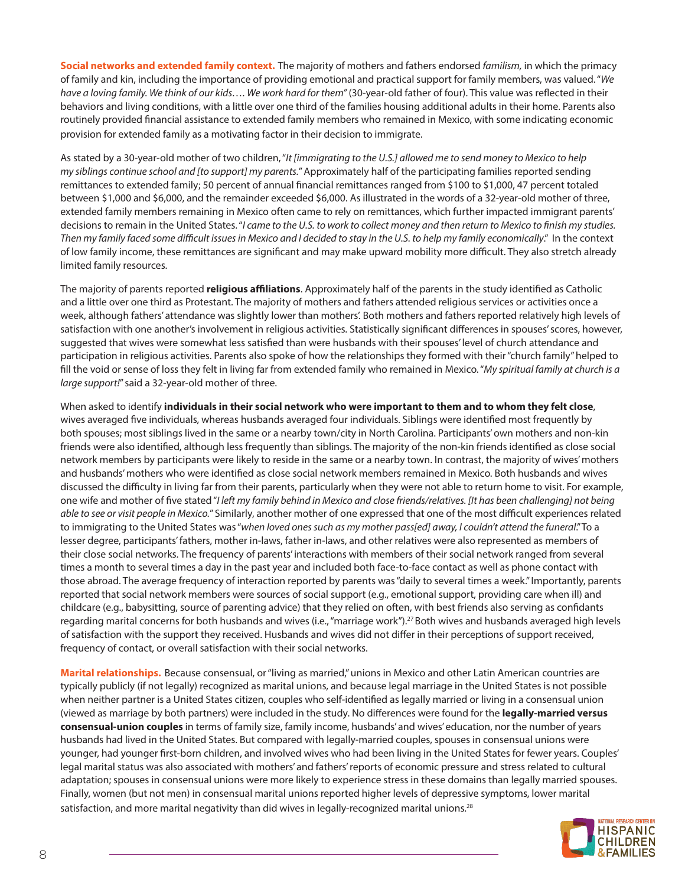**Social networks and extended family context.** The majority of mothers and fathers endorsed *familism,* in which the primacy of family and kin, including the importance of providing emotional and practical support for family members, was valued. "*We have a loving family. We think of our kids…. We work hard for them*" (30-year-old father of four). This value was reflected in their behaviors and living conditions, with a little over one third of the families housing additional adults in their home. Parents also routinely provided financial assistance to extended family members who remained in Mexico, with some indicating economic provision for extended family as a motivating factor in their decision to immigrate.

As stated by a 30-year-old mother of two children, "*It [immigrating to the U.S.] allowed me to send money to Mexico to help my siblings continue school and [to support] my parents.*" Approximately half of the participating families reported sending remittances to extended family; 50 percent of annual financial remittances ranged from $100 to $1,000, 47 percent totaled between $1,000 and $6,000, and the remainder exceeded $6,000. As illustrated in the words of a 32-year-old mother of three, extended family members remaining in Mexico often came to rely on remittances, which further impacted immigrant parents' decisions to remain in the United States. "*I came to the U.S. to work to collect money and then return to Mexico to finish my studies. Then my family faced some difficult issues in Mexico and I decided to stay in the U.S. to help my family economically*." In the context of low family income, these remittances are significant and may make upward mobility more difficult. They also stretch already limited family resources.

The majority of parents reported **religious affiliations**. Approximately half of the parents in the study identified as Catholic and a little over one third as Protestant. The majority of mothers and fathers attended religious services or activities once a week, although fathers' attendance was slightly lower than mothers'. Both mothers and fathers reported relatively high levels of satisfaction with one another's involvement in religious activities. Statistically significant differences in spouses' scores, however, suggested that wives were somewhat less satisfied than were husbands with their spouses' level of church attendance and participation in religious activities. Parents also spoke of how the relationships they formed with their "church family" helped to fill the void or sense of loss they felt in living far from extended family who remained in Mexico. "*My spiritual family at church is a large support!*" said a 32-year-old mother of three.

When asked to identify **individuals in their social network who were important to them and to whom they felt close**, wives averaged five individuals, whereas husbands averaged four individuals. Siblings were identified most frequently by both spouses; most siblings lived in the same or a nearby town/city in North Carolina. Participants' own mothers and non-kin friends were also identified, although less frequently than siblings. The majority of the non-kin friends identified as close social network members by participants were likely to reside in the same or a nearby town. In contrast, the majority of wives' mothers and husbands' mothers who were identified as close social network members remained in Mexico. Both husbands and wives discussed the difficulty in living far from their parents, particularly when they were not able to return home to visit. For example, one wife and mother of five stated "*I left my family behind in Mexico and close friends/relatives. [It has been challenging] not being able to see or visit people in Mexico.*" Similarly, another mother of one expressed that one of the most difficult experiences related to immigrating to the United States was "*when loved ones such as my mother pass[ed] away, I couldn't attend the funeral*." To a lesser degree, participants' fathers, mother in-laws, father in-laws, and other relatives were also represented as members of their close social networks. The frequency of parents' interactions with members of their social network ranged from several times a month to several times a day in the past year and included both face-to-face contact as well as phone contact with those abroad. The average frequency of interaction reported by parents was "daily to several times a week." Importantly, parents reported that social network members were sources of social support (e.g., emotional support, providing care when ill) and childcare (e.g., babysitting, source of parenting advice) that they relied on often, with best friends also serving as confidants regarding marital concerns for both husbands and wives (i.e., "marriage work").[27] Both wives and husbands averaged high levels of satisfaction with the support they received. Husbands and wives did not differ in their perceptions of support received, frequency of contact, or overall satisfaction with their social networks.

**Marital relationships.** Because consensual, or "living as married," unions in Mexico and other Latin American countries are typically publicly (if not legally) recognized as marital unions, and because legal marriage in the United States is not possible when neither partner is a United States citizen, couples who self-identified as legally married or living in a consensual union (viewed as marriage by both partners) were included in the study. No differences were found for the **legally-married versus consensual-union couples** in terms of family size, family income, husbands' and wives' education, nor the number of years husbands had lived in the United States. But compared with legally-married couples, spouses in consensual unions were younger, had younger first-born children, and involved wives who had been living in the United States for fewer years. Couples' legal marital status was also associated with mothers' and fathers' reports of economic pressure and stress related to cultural adaptation; spouses in consensual unions were more likely to experience stress in these domains than legally married spouses. Finally, women (but not men) in consensual marital unions reported higher levels of depressive symptoms, lower marital satisfaction, and more marital negativity than did wives in legally-recognized marital unions.[28]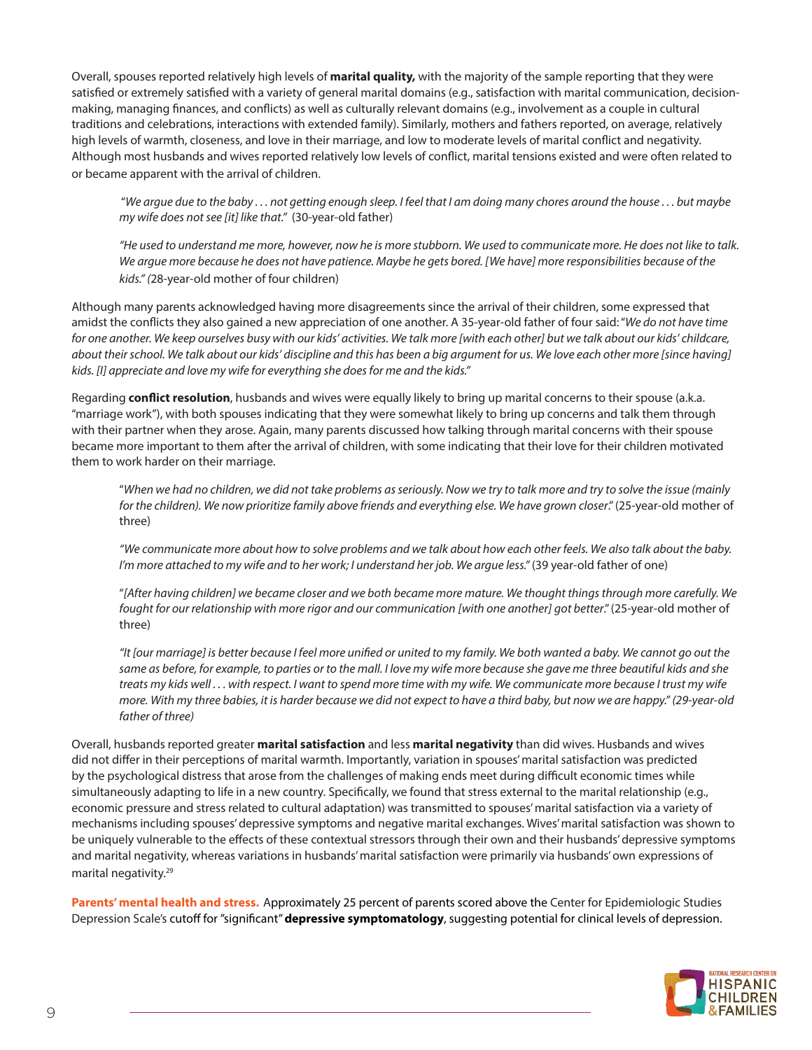Overall, spouses reported relatively high levels of **marital quality,** with the majority of the sample reporting that they were satisfied or extremely satisfied with a variety of general marital domains (e.g., satisfaction with marital communication, decision-making, managing finances, and conflicts) as well as culturally relevant domains (e.g., involvement as a couple in cultural traditions and celebrations, interactions with extended family). Similarly, mothers and fathers reported, on average, relatively high levels of warmth, closeness, and love in their marriage, and low to moderate levels of marital conflict and negativity. Although most husbands and wives reported relatively low levels of conflict, marital tensions existed and were often related to or became apparent with the arrival of children.

> *"We argue due to the baby . . . not getting enough sleep. I feel that I am doing many chores around the house . . . but maybe my wife does not see [it] like that."* (30-year-old father)
>
> *"He used to understand me more, however, now he is more stubborn. We used to communicate more. He does not like to talk. We argue more because he does not have patience. Maybe he gets bored. [We have] more responsibilities because of the kids." (*28-year-old mother of four children)

Although many parents acknowledged having more disagreements since the arrival of their children, some expressed that amidst the conflicts they also gained a new appreciation of one another. A 35-year-old father of four said: "*We do not have time for one another. We keep ourselves busy with our kids' activities. We talk more [with each other] but we talk about our kids' childcare, about their school. We talk about our kids' discipline and this has been a big argument for us. We love each other more [since having] kids. [I] appreciate and love my wife for everything she does for me and the kids."*

Regarding **conflict resolution**, husbands and wives were equally likely to bring up marital concerns to their spouse (a.k.a. "marriage work"), with both spouses indicating that they were somewhat likely to bring up concerns and talk them through with their partner when they arose. Again, many parents discussed how talking through marital concerns with their spouse became more important to them after the arrival of children, with some indicating that their love for their children motivated them to work harder on their marriage.

> "*When we had no children, we did not take problems as seriously. Now we try to talk more and try to solve the issue (mainly for the children). We now prioritize family above friends and everything else. We have grown closer*." (25-year-old mother of three)
>
> *"We communicate more about how to solve problems and we talk about how each other feels. We also talk about the baby. I'm more attached to my wife and to her work; I understand her job. We argue less."* (39 year-old father of one)
>
> "*[After having children] we became closer and we both became more mature. We thought things through more carefully. We fought for our relationship with more rigor and our communication [with one another] got better*." (25-year-old mother of three)
>
> *"It [our marriage] is better because I feel more unified or united to my family. We both wanted a baby. We cannot go out the same as before, for example, to parties or to the mall. I love my wife more because she gave me three beautiful kids and she treats my kids well . . . with respect. I want to spend more time with my wife. We communicate more because I trust my wife more. With my three babies, it is harder because we did not expect to have a third baby, but now we are happy." (29-year-old father of three)*

Overall, husbands reported greater **marital satisfaction** and less **marital negativity** than did wives. Husbands and wives did not differ in their perceptions of marital warmth. Importantly, variation in spouses' marital satisfaction was predicted by the psychological distress that arose from the challenges of making ends meet during difficult economic times while simultaneously adapting to life in a new country. Specifically, we found that stress external to the marital relationship (e.g., economic pressure and stress related to cultural adaptation) was transmitted to spouses' marital satisfaction via a variety of mechanisms including spouses' depressive symptoms and negative marital exchanges. Wives' marital satisfaction was shown to be uniquely vulnerable to the effects of these contextual stressors through their own and their husbands' depressive symptoms and marital negativity, whereas variations in husbands' marital satisfaction were primarily via husbands' own expressions of marital negativity.[29]

**Parents' mental health and stress.** Approximately 25 percent of parents scored above the Center for Epidemiologic Studies Depression Scale's cutoff for "significant" **depressive symptomatology**, suggesting potential for clinical levels of depression.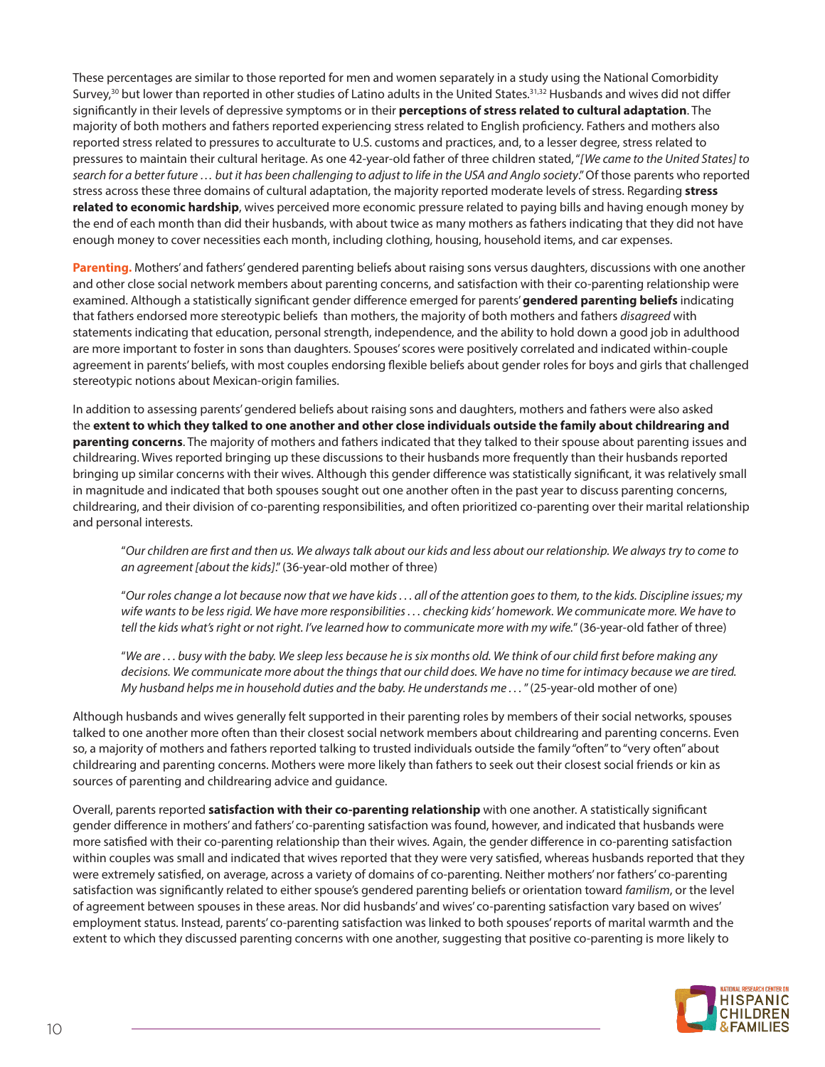These percentages are similar to those reported for men and women separately in a study using the National Comorbidity Survey,[30] but lower than reported in other studies of Latino adults in the United States.[31,32] Husbands and wives did not differ significantly in their levels of depressive symptoms or in their **perceptions of stress related to cultural adaptation**. The majority of both mothers and fathers reported experiencing stress related to English proficiency. Fathers and mothers also reported stress related to pressures to acculturate to U.S. customs and practices, and, to a lesser degree, stress related to pressures to maintain their cultural heritage. As one 42-year-old father of three children stated, "*[We came to the United States] to search for a better future … but it has been challenging to adjust to life in the USA and Anglo society*." Of those parents who reported stress across these three domains of cultural adaptation, the majority reported moderate levels of stress. Regarding **stress related to economic hardship**, wives perceived more economic pressure related to paying bills and having enough money by the end of each month than did their husbands, with about twice as many mothers as fathers indicating that they did not have enough money to cover necessities each month, including clothing, housing, household items, and car expenses.

**Parenting.** Mothers' and fathers' gendered parenting beliefs about raising sons versus daughters, discussions with one another and other close social network members about parenting concerns, and satisfaction with their co-parenting relationship were examined. Although a statistically significant gender difference emerged for parents' **gendered parenting beliefs** indicating that fathers endorsed more stereotypic beliefs than mothers, the majority of both mothers and fathers *disagreed* with statements indicating that education, personal strength, independence, and the ability to hold down a good job in adulthood are more important to foster in sons than daughters. Spouses' scores were positively correlated and indicated within-couple agreement in parents' beliefs, with most couples endorsing flexible beliefs about gender roles for boys and girls that challenged stereotypic notions about Mexican-origin families.

In addition to assessing parents' gendered beliefs about raising sons and daughters, mothers and fathers were also asked the **extent to which they talked to one another and other close individuals outside the family about childrearing and parenting concerns**. The majority of mothers and fathers indicated that they talked to their spouse about parenting issues and childrearing. Wives reported bringing up these discussions to their husbands more frequently than their husbands reported bringing up similar concerns with their wives. Although this gender difference was statistically significant, it was relatively small in magnitude and indicated that both spouses sought out one another often in the past year to discuss parenting concerns, childrearing, and their division of co-parenting responsibilities, and often prioritized co-parenting over their marital relationship and personal interests.

> "*Our children are first and then us. We always talk about our kids and less about our relationship. We always try to come to an agreement [about the kids].*" (36-year-old mother of three)
>
> "*Our roles change a lot because now that we have kids . . . all of the attention goes to them, to the kids. Discipline issues; my wife wants to be less rigid. We have more responsibilities . . . checking kids' homework. We communicate more. We have to tell the kids what's right or not right. I've learned how to communicate more with my wife.*" (36-year-old father of three)
>
> "*We are . . . busy with the baby. We sleep less because he is six months old. We think of our child first before making any decisions. We communicate more about the things that our child does. We have no time for intimacy because we are tired. My husband helps me in household duties and the baby. He understands me . . .* " (25-year-old mother of one)

Although husbands and wives generally felt supported in their parenting roles by members of their social networks, spouses talked to one another more often than their closest social network members about childrearing and parenting concerns. Even so, a majority of mothers and fathers reported talking to trusted individuals outside the family "often" to "very often" about childrearing and parenting concerns. Mothers were more likely than fathers to seek out their closest social friends or kin as sources of parenting and childrearing advice and guidance.

Overall, parents reported **satisfaction with their co-parenting relationship** with one another. A statistically significant gender difference in mothers' and fathers' co-parenting satisfaction was found, however, and indicated that husbands were more satisfied with their co-parenting relationship than their wives. Again, the gender difference in co-parenting satisfaction within couples was small and indicated that wives reported that they were very satisfied, whereas husbands reported that they were extremely satisfied, on average, across a variety of domains of co-parenting. Neither mothers' nor fathers' co-parenting satisfaction was significantly related to either spouse's gendered parenting beliefs or orientation toward *familism*, or the level of agreement between spouses in these areas. Nor did husbands' and wives' co-parenting satisfaction vary based on wives' employment status. Instead, parents' co-parenting satisfaction was linked to both spouses' reports of marital warmth and the extent to which they discussed parenting concerns with one another, suggesting that positive co-parenting is more likely to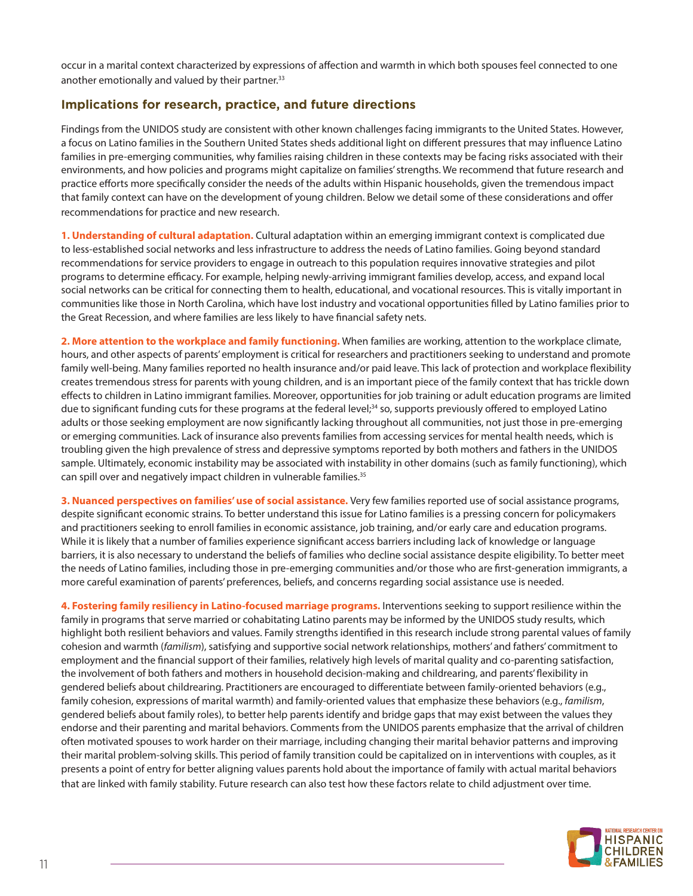occur in a marital context characterized by expressions of affection and warmth in which both spouses feel connected to one another emotionally and valued by their partner.[33]

## Implications for research, practice, and future directions

Findings from the UNIDOS study are consistent with other known challenges facing immigrants to the United States. However, a focus on Latino families in the Southern United States sheds additional light on different pressures that may influence Latino families in pre-emerging communities, why families raising children in these contexts may be facing risks associated with their environments, and how policies and programs might capitalize on families' strengths. We recommend that future research and practice efforts more specifically consider the needs of the adults within Hispanic households, given the tremendous impact that family context can have on the development of young children. Below we detail some of these considerations and offer recommendations for practice and new research.

**1. Understanding of cultural adaptation.** Cultural adaptation within an emerging immigrant context is complicated due to less-established social networks and less infrastructure to address the needs of Latino families. Going beyond standard recommendations for service providers to engage in outreach to this population requires innovative strategies and pilot programs to determine efficacy. For example, helping newly-arriving immigrant families develop, access, and expand local social networks can be critical for connecting them to health, educational, and vocational resources. This is vitally important in communities like those in North Carolina, which have lost industry and vocational opportunities filled by Latino families prior to the Great Recession, and where families are less likely to have financial safety nets.

**2. More attention to the workplace and family functioning.** When families are working, attention to the workplace climate, hours, and other aspects of parents' employment is critical for researchers and practitioners seeking to understand and promote family well-being. Many families reported no health insurance and/or paid leave. This lack of protection and workplace flexibility creates tremendous stress for parents with young children, and is an important piece of the family context that has trickle down effects to children in Latino immigrant families. Moreover, opportunities for job training or adult education programs are limited due to significant funding cuts for these programs at the federal level;[34] so, supports previously offered to employed Latino adults or those seeking employment are now significantly lacking throughout all communities, not just those in pre-emerging or emerging communities. Lack of insurance also prevents families from accessing services for mental health needs, which is troubling given the high prevalence of stress and depressive symptoms reported by both mothers and fathers in the UNIDOS sample. Ultimately, economic instability may be associated with instability in other domains (such as family functioning), which can spill over and negatively impact children in vulnerable families.[35]

**3. Nuanced perspectives on families' use of social assistance.** Very few families reported use of social assistance programs, despite significant economic strains. To better understand this issue for Latino families is a pressing concern for policymakers and practitioners seeking to enroll families in economic assistance, job training, and/or early care and education programs. While it is likely that a number of families experience significant access barriers including lack of knowledge or language barriers, it is also necessary to understand the beliefs of families who decline social assistance despite eligibility. To better meet the needs of Latino families, including those in pre-emerging communities and/or those who are first-generation immigrants, a more careful examination of parents' preferences, beliefs, and concerns regarding social assistance use is needed.

**4. Fostering family resiliency in Latino-focused marriage programs.** Interventions seeking to support resilience within the family in programs that serve married or cohabitating Latino parents may be informed by the UNIDOS study results, which highlight both resilient behaviors and values. Family strengths identified in this research include strong parental values of family cohesion and warmth (*familism*), satisfying and supportive social network relationships, mothers' and fathers' commitment to employment and the financial support of their families, relatively high levels of marital quality and co-parenting satisfaction, the involvement of both fathers and mothers in household decision-making and childrearing, and parents' flexibility in gendered beliefs about childrearing. Practitioners are encouraged to differentiate between family-oriented behaviors (e.g., family cohesion, expressions of marital warmth) and family-oriented values that emphasize these behaviors (e.g., *familism*, gendered beliefs about family roles), to better help parents identify and bridge gaps that may exist between the values they endorse and their parenting and marital behaviors. Comments from the UNIDOS parents emphasize that the arrival of children often motivated spouses to work harder on their marriage, including changing their marital behavior patterns and improving their marital problem-solving skills. This period of family transition could be capitalized on in interventions with couples, as it presents a point of entry for better aligning values parents hold about the importance of family with actual marital behaviors that are linked with family stability. Future research can also test how these factors relate to child adjustment over time.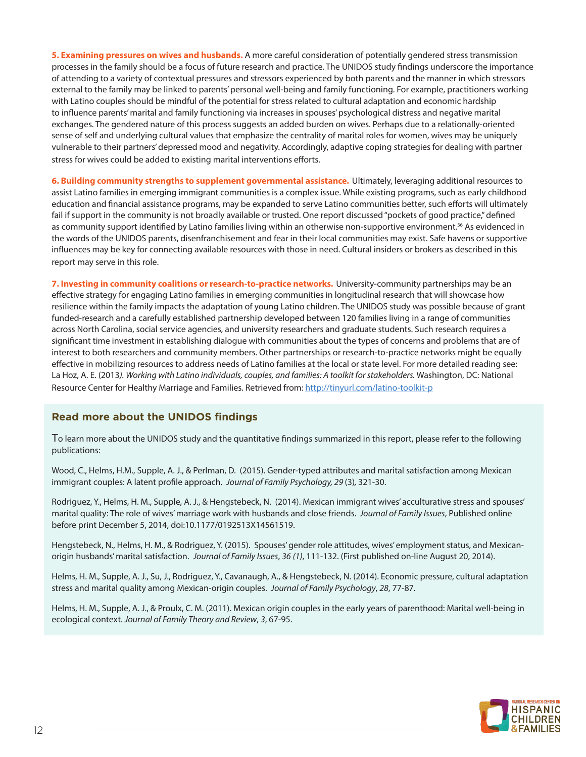**5. Examining pressures on wives and husbands.** A more careful consideration of potentially gendered stress transmission processes in the family should be a focus of future research and practice. The UNIDOS study findings underscore the importance of attending to a variety of contextual pressures and stressors experienced by both parents and the manner in which stressors external to the family may be linked to parents' personal well-being and family functioning. For example, practitioners working with Latino couples should be mindful of the potential for stress related to cultural adaptation and economic hardship to influence parents' marital and family functioning via increases in spouses' psychological distress and negative marital exchanges. The gendered nature of this process suggests an added burden on wives. Perhaps due to a relationally-oriented sense of self and underlying cultural values that emphasize the centrality of marital roles for women, wives may be uniquely vulnerable to their partners' depressed mood and negativity. Accordingly, adaptive coping strategies for dealing with partner stress for wives could be added to existing marital interventions efforts.

**6. Building community strengths to supplement governmental assistance.** Ultimately, leveraging additional resources to assist Latino families in emerging immigrant communities is a complex issue. While existing programs, such as early childhood education and financial assistance programs, may be expanded to serve Latino communities better, such efforts will ultimately fail if support in the community is not broadly available or trusted. One report discussed "pockets of good practice," defined as community support identified by Latino families living within an otherwise non-supportive environment.[36] As evidenced in the words of the UNIDOS parents, disenfranchisement and fear in their local communities may exist. Safe havens or supportive influences may be key for connecting available resources with those in need. Cultural insiders or brokers as described in this report may serve in this role.

**7. Investing in community coalitions or research-to-practice networks.** University-community partnerships may be an effective strategy for engaging Latino families in emerging communities in longitudinal research that will showcase how resilience within the family impacts the adaptation of young Latino children. The UNIDOS study was possible because of grant funded-research and a carefully established partnership developed between 120 families living in a range of communities across North Carolina, social service agencies, and university researchers and graduate students. Such research requires a significant time investment in establishing dialogue with communities about the types of concerns and problems that are of interest to both researchers and community members. Other partnerships or research-to-practice networks might be equally effective in mobilizing resources to address needs of Latino families at the local or state level. For more detailed reading see: La Hoz, A. E. (2013). *Working with Latino individuals, couples, and families: A toolkit for stakeholders.* Washington, DC: National Resource Center for Healthy Marriage and Families. Retrieved from: http://tinyurl.com/latino-toolkit-p

## Read more about the UNIDOS findings

To learn more about the UNIDOS study and the quantitative findings summarized in this report, please refer to the following publications:

Wood, C., Helms, H.M., Supple, A. J., & Perlman, D. (2015). Gender-typed attributes and marital satisfaction among Mexican immigrant couples: A latent profile approach. *Journal of Family Psychology, 29* (3), 321-30.

Rodriguez, Y., Helms, H. M., Supple, A. J., & Hengstebeck, N. (2014). Mexican immigrant wives' acculturative stress and spouses' marital quality: The role of wives' marriage work with husbands and close friends. *Journal of Family Issues*, Published online before print December 5, 2014, doi:10.1177/0192513X14561519.

Hengstebeck, N., Helms, H. M., & Rodriguez, Y. (2015). Spouses' gender role attitudes, wives' employment status, and Mexican-origin husbands' marital satisfaction. *Journal of Family Issues*, *36 (1)*, 111-132. (First published on-line August 20, 2014).

Helms, H. M., Supple, A. J., Su, J., Rodriguez, Y., Cavanaugh, A., & Hengstebeck, N. (2014). Economic pressure, cultural adaptation stress and marital quality among Mexican-origin couples. *Journal of Family Psychology*, *28*, 77-87.

Helms, H. M., Supple, A. J., & Proulx, C. M. (2011). Mexican origin couples in the early years of parenthood: Marital well-being in ecological context. *Journal of Family Theory and Review*, *3*, 67-95.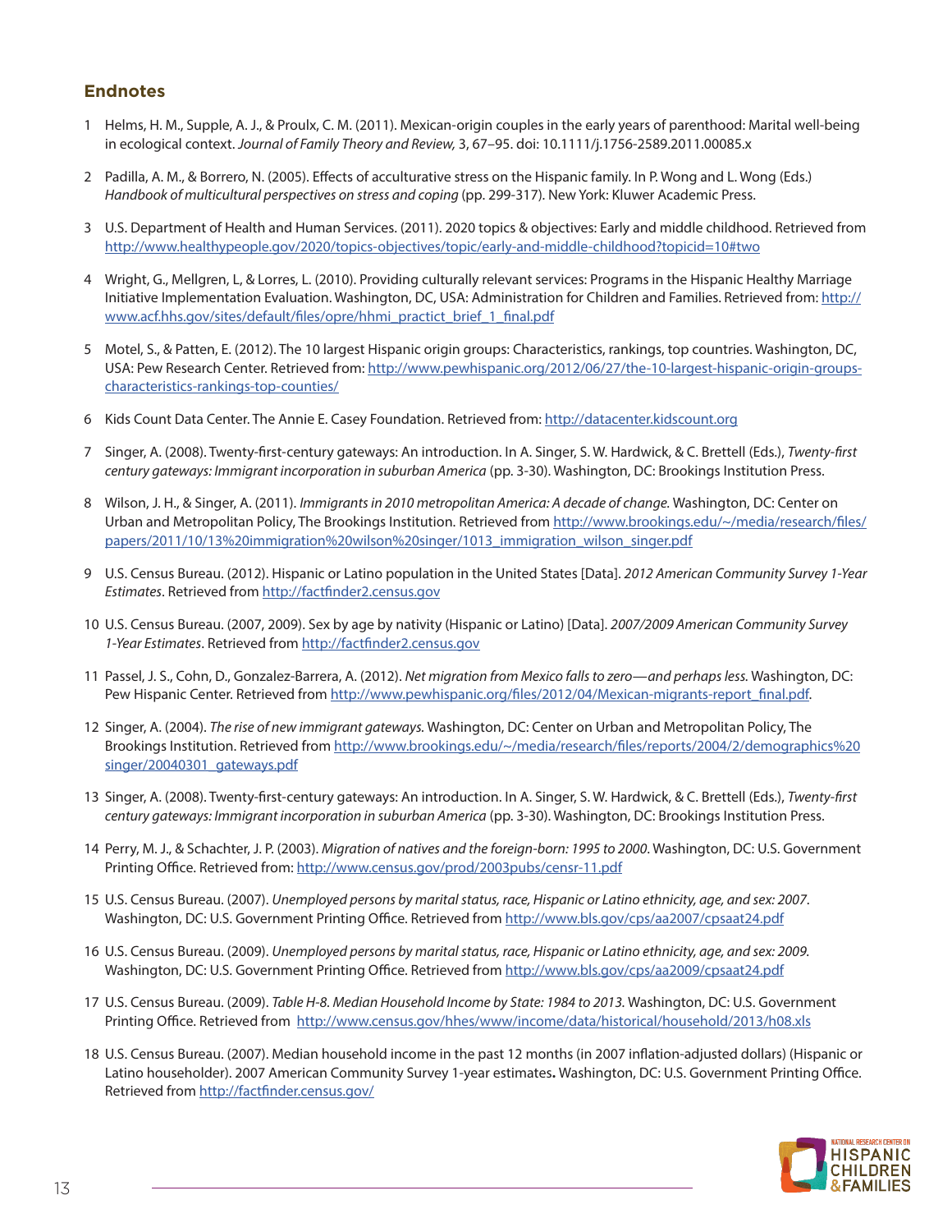## Endnotes

1. Helms, H. M., Supple, A. J., & Proulx, C. M. (2011). Mexican-origin couples in the early years of parenthood: Marital well-being in ecological context. *Journal of Family Theory and Review,* 3, 67–95. doi: 10.1111/j.1756-2589.2011.00085.x

2. Padilla, A. M., & Borrero, N. (2005). Effects of acculturative stress on the Hispanic family. In P. Wong and L. Wong (Eds.) *Handbook of multicultural perspectives on stress and coping* (pp. 299-317). New York: Kluwer Academic Press.

3. U.S. Department of Health and Human Services. (2011). 2020 topics & objectives: Early and middle childhood. Retrieved from http://www.healthypeople.gov/2020/topics-objectives/topic/early-and-middle-childhood?topicid=10#two

4. Wright, G., Mellgren, L, & Lorres, L. (2010). Providing culturally relevant services: Programs in the Hispanic Healthy Marriage Initiative Implementation Evaluation. Washington, DC, USA: Administration for Children and Families. Retrieved from: http://www.acf.hhs.gov/sites/default/files/opre/hhmi_practict_brief_1_final.pdf

5. Motel, S., & Patten, E. (2012). The 10 largest Hispanic origin groups: Characteristics, rankings, top countries. Washington, DC, USA: Pew Research Center. Retrieved from: http://www.pewhispanic.org/2012/06/27/the-10-largest-hispanic-origin-groups-characteristics-rankings-top-counties/

6. Kids Count Data Center. The Annie E. Casey Foundation. Retrieved from: http://datacenter.kidscount.org

7. Singer, A. (2008). Twenty-first-century gateways: An introduction. In A. Singer, S. W. Hardwick, & C. Brettell (Eds.), *Twenty-first century gateways: Immigrant incorporation in suburban America* (pp. 3-30). Washington, DC: Brookings Institution Press.

8. Wilson, J. H., & Singer, A. (2011). *Immigrants in 2010 metropolitan America: A decade of change.* Washington, DC: Center on Urban and Metropolitan Policy, The Brookings Institution. Retrieved from http://www.brookings.edu/~/media/research/files/papers/2011/10/13%20immigration%20wilson%20singer/1013_immigration_wilson_singer.pdf

9. U.S. Census Bureau. (2012). Hispanic or Latino population in the United States [Data]. *2012 American Community Survey 1-Year Estimates*. Retrieved from http://factfinder2.census.gov

10. U.S. Census Bureau. (2007, 2009). Sex by age by nativity (Hispanic or Latino) [Data]. *2007/2009 American Community Survey 1-Year Estimates*. Retrieved from http://factfinder2.census.gov

11. Passel, J. S., Cohn, D., Gonzalez-Barrera, A. (2012). *Net migration from Mexico falls to zero—and perhaps less.* Washington, DC: Pew Hispanic Center. Retrieved from http://www.pewhispanic.org/files/2012/04/Mexican-migrants-report_final.pdf.

12. Singer, A. (2004). *The rise of new immigrant gateways.* Washington, DC: Center on Urban and Metropolitan Policy, The Brookings Institution. Retrieved from http://www.brookings.edu/~/media/research/files/reports/2004/2/demographics%20singer/20040301_gateways.pdf

13. Singer, A. (2008). Twenty-first-century gateways: An introduction. In A. Singer, S. W. Hardwick, & C. Brettell (Eds.), *Twenty-first century gateways: Immigrant incorporation in suburban America* (pp. 3-30). Washington, DC: Brookings Institution Press.

14. Perry, M. J., & Schachter, J. P. (2003). *Migration of natives and the foreign-born: 1995 to 2000*. Washington, DC: U.S. Government Printing Office. Retrieved from: http://www.census.gov/prod/2003pubs/censr-11.pdf

15. U.S. Census Bureau. (2007). *Unemployed persons by marital status, race, Hispanic or Latino ethnicity, age, and sex: 2007*. Washington, DC: U.S. Government Printing Office. Retrieved from http://www.bls.gov/cps/aa2007/cpsaat24.pdf

16. U.S. Census Bureau. (2009). *Unemployed persons by marital status, race, Hispanic or Latino ethnicity, age, and sex: 2009.* Washington, DC: U.S. Government Printing Office. Retrieved from http://www.bls.gov/cps/aa2009/cpsaat24.pdf

17. U.S. Census Bureau. (2009). *Table H-8. Median Household Income by State: 1984 to 2013.* Washington, DC: U.S. Government Printing Office. Retrieved from http://www.census.gov/hhes/www/income/data/historical/household/2013/h08.xls

18. U.S. Census Bureau. (2007). Median household income in the past 12 months (in 2007 inflation-adjusted dollars) (Hispanic or Latino householder). 2007 American Community Survey 1-year estimates**.** Washington, DC: U.S. Government Printing Office. Retrieved from http://factfinder.census.gov/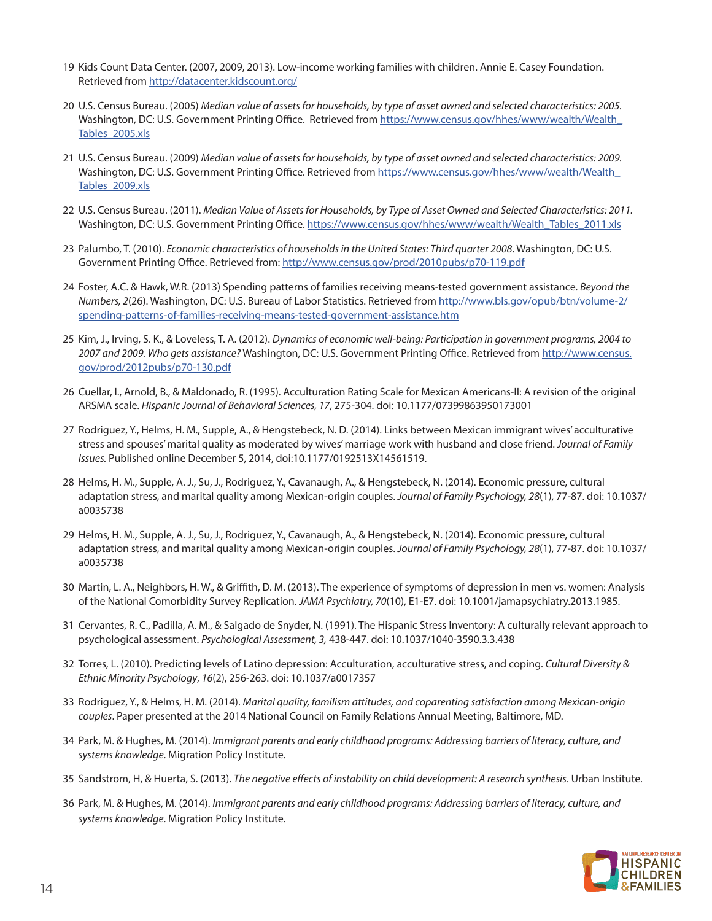19 Kids Count Data Center. (2007, 2009, 2013). Low-income working families with children. Annie E. Casey Foundation. Retrieved from http://datacenter.kidscount.org/

20 U.S. Census Bureau. (2005) *Median value of assets for households, by type of asset owned and selected characteristics: 2005.* Washington, DC: U.S. Government Printing Office. Retrieved from https://www.census.gov/hhes/www/wealth/Wealth_Tables_2005.xls

21 U.S. Census Bureau. (2009) *Median value of assets for households, by type of asset owned and selected characteristics: 2009.* Washington, DC: U.S. Government Printing Office. Retrieved from https://www.census.gov/hhes/www/wealth/Wealth_Tables_2009.xls

22 U.S. Census Bureau. (2011). *Median Value of Assets for Households, by Type of Asset Owned and Selected Characteristics: 2011.* Washington, DC: U.S. Government Printing Office. https://www.census.gov/hhes/www/wealth/Wealth_Tables_2011.xls

23 Palumbo, T. (2010). *Economic characteristics of households in the United States: Third quarter 2008*. Washington, DC: U.S. Government Printing Office. Retrieved from: http://www.census.gov/prod/2010pubs/p70-119.pdf

24 Foster, A.C. & Hawk, W.R. (2013) Spending patterns of families receiving means-tested government assistance. *Beyond the Numbers, 2*(26). Washington, DC: U.S. Bureau of Labor Statistics. Retrieved from http://www.bls.gov/opub/btn/volume-2/spending-patterns-of-families-receiving-means-tested-government-assistance.htm

25 Kim, J., Irving, S. K., & Loveless, T. A. (2012). *Dynamics of economic well-being: Participation in government programs, 2004 to 2007 and 2009. Who gets assistance?* Washington, DC: U.S. Government Printing Office. Retrieved from http://www.census.gov/prod/2012pubs/p70-130.pdf

26 Cuellar, I., Arnold, B., & Maldonado, R. (1995). Acculturation Rating Scale for Mexican Americans-II: A revision of the original ARSMA scale. *Hispanic Journal of Behavioral Sciences, 17*, 275-304. doi: 10.1177/07399863950173001

27 Rodriguez, Y., Helms, H. M., Supple, A., & Hengstebeck, N. D. (2014). Links between Mexican immigrant wives' acculturative stress and spouses' marital quality as moderated by wives' marriage work with husband and close friend. *Journal of Family Issues.* Published online December 5, 2014, doi:10.1177/0192513X14561519.

28 Helms, H. M., Supple, A. J., Su, J., Rodriguez, Y., Cavanaugh, A., & Hengstebeck, N. (2014). Economic pressure, cultural adaptation stress, and marital quality among Mexican-origin couples. *Journal of Family Psychology, 28*(1), 77-87. doi: 10.1037/a0035738

29 Helms, H. M., Supple, A. J., Su, J., Rodriguez, Y., Cavanaugh, A., & Hengstebeck, N. (2014). Economic pressure, cultural adaptation stress, and marital quality among Mexican-origin couples. *Journal of Family Psychology, 28*(1), 77-87. doi: 10.1037/a0035738

30 Martin, L. A., Neighbors, H. W., & Griffith, D. M. (2013). The experience of symptoms of depression in men vs. women: Analysis of the National Comorbidity Survey Replication. *JAMA Psychiatry, 70*(10), E1-E7. doi: 10.1001/jamapsychiatry.2013.1985.

31 Cervantes, R. C., Padilla, A. M., & Salgado de Snyder, N. (1991). The Hispanic Stress Inventory: A culturally relevant approach to psychological assessment. *Psychological Assessment, 3,* 438-447. doi: 10.1037/1040-3590.3.3.438

32 Torres, L. (2010). Predicting levels of Latino depression: Acculturation, acculturative stress, and coping. *Cultural Diversity & Ethnic Minority Psychology*, *16*(2), 256-263. doi: 10.1037/a0017357

33 Rodriguez, Y., & Helms, H. M. (2014). *Marital quality, familism attitudes, and coparenting satisfaction among Mexican-origin couples*. Paper presented at the 2014 National Council on Family Relations Annual Meeting, Baltimore, MD.

34 Park, M. & Hughes, M. (2014). *Immigrant parents and early childhood programs: Addressing barriers of literacy, culture, and systems knowledge*. Migration Policy Institute.

35 Sandstrom, H, & Huerta, S. (2013). *The negative effects of instability on child development: A research synthesis*. Urban Institute.

36 Park, M. & Hughes, M. (2014). *Immigrant parents and early childhood programs: Addressing barriers of literacy, culture, and systems knowledge*. Migration Policy Institute.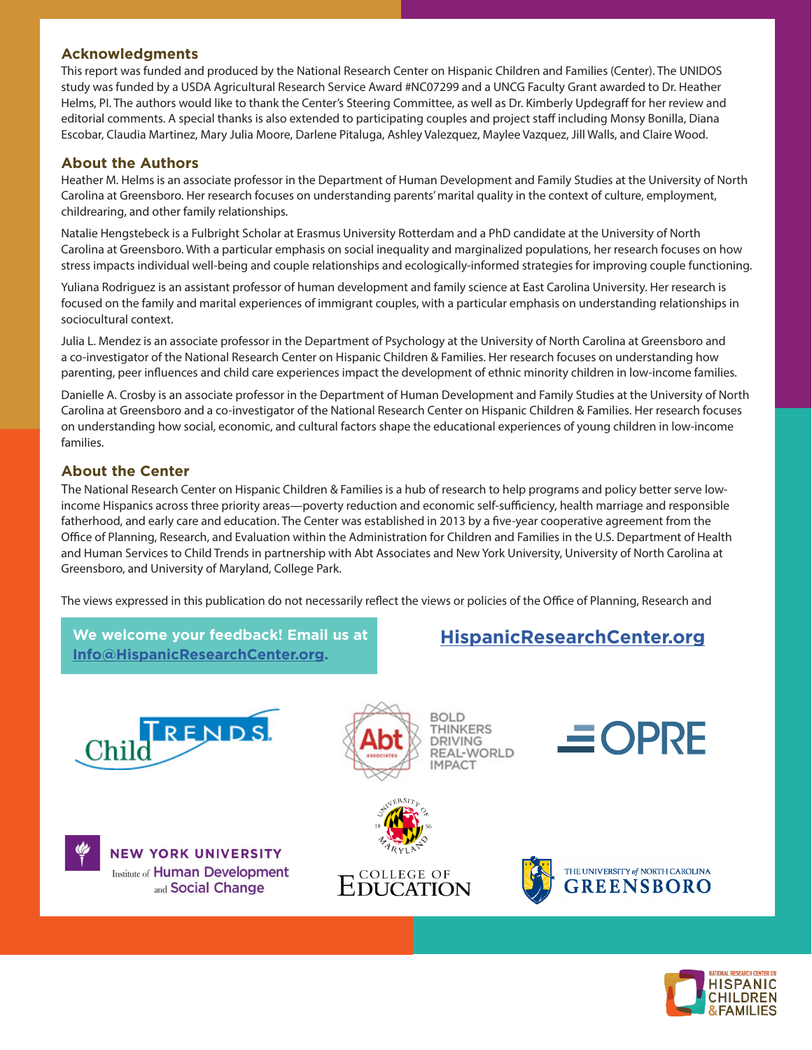## Acknowledgments

This report was funded and produced by the National Research Center on Hispanic Children and Families (Center). The UNIDOS study was funded by a USDA Agricultural Research Service Award #NC07299 and a UNCG Faculty Grant awarded to Dr. Heather Helms, PI. The authors would like to thank the Center's Steering Committee, as well as Dr. Kimberly Updegraff for her review and editorial comments. A special thanks is also extended to participating couples and project staff including Monsy Bonilla, Diana Escobar, Claudia Martinez, Mary Julia Moore, Darlene Pitaluga, Ashley Valezquez, Maylee Vazquez, Jill Walls, and Claire Wood.

## About the Authors

Heather M. Helms is an associate professor in the Department of Human Development and Family Studies at the University of North Carolina at Greensboro. Her research focuses on understanding parents' marital quality in the context of culture, employment, childrearing, and other family relationships.

Natalie Hengstebeck is a Fulbright Scholar at Erasmus University Rotterdam and a PhD candidate at the University of North Carolina at Greensboro. With a particular emphasis on social inequality and marginalized populations, her research focuses on how stress impacts individual well-being and couple relationships and ecologically-informed strategies for improving couple functioning.

Yuliana Rodriguez is an assistant professor of human development and family science at East Carolina University. Her research is focused on the family and marital experiences of immigrant couples, with a particular emphasis on understanding relationships in sociocultural context.

Julia L. Mendez is an associate professor in the Department of Psychology at the University of North Carolina at Greensboro and a co-investigator of the National Research Center on Hispanic Children & Families. Her research focuses on understanding how parenting, peer influences and child care experiences impact the development of ethnic minority children in low-income families.

Danielle A. Crosby is an associate professor in the Department of Human Development and Family Studies at the University of North Carolina at Greensboro and a co-investigator of the National Research Center on Hispanic Children & Families. Her research focuses on understanding how social, economic, and cultural factors shape the educational experiences of young children in low-income families.

## About the Center

The National Research Center on Hispanic Children & Families is a hub of research to help programs and policy better serve low-income Hispanics across three priority areas—poverty reduction and economic self-sufficiency, health marriage and responsible fatherhood, and early care and education. The Center was established in 2013 by a five-year cooperative agreement from the Office of Planning, Research, and Evaluation within the Administration for Children and Families in the U.S. Department of Health and Human Services to Child Trends in partnership with Abt Associates and New York University, University of North Carolina at Greensboro, and University of Maryland, College Park.

The views expressed in this publication do not necessarily reflect the views or policies of the Office of Planning, Research and

**We welcome your feedback! Email us at Info@HispanicResearchCenter.org.**

**HispanicResearchCenter.org**

Child Trends

Abt Associates — BOLD THINKERS DRIVING REAL-WORLD IMPACT

OPRE

NEW YORK UNIVERSITY Institute of Human Development and Social Change

University of Maryland 1856 — College of Education

The University of North Carolina Greensboro

National Research Center on Hispanic Children & Families